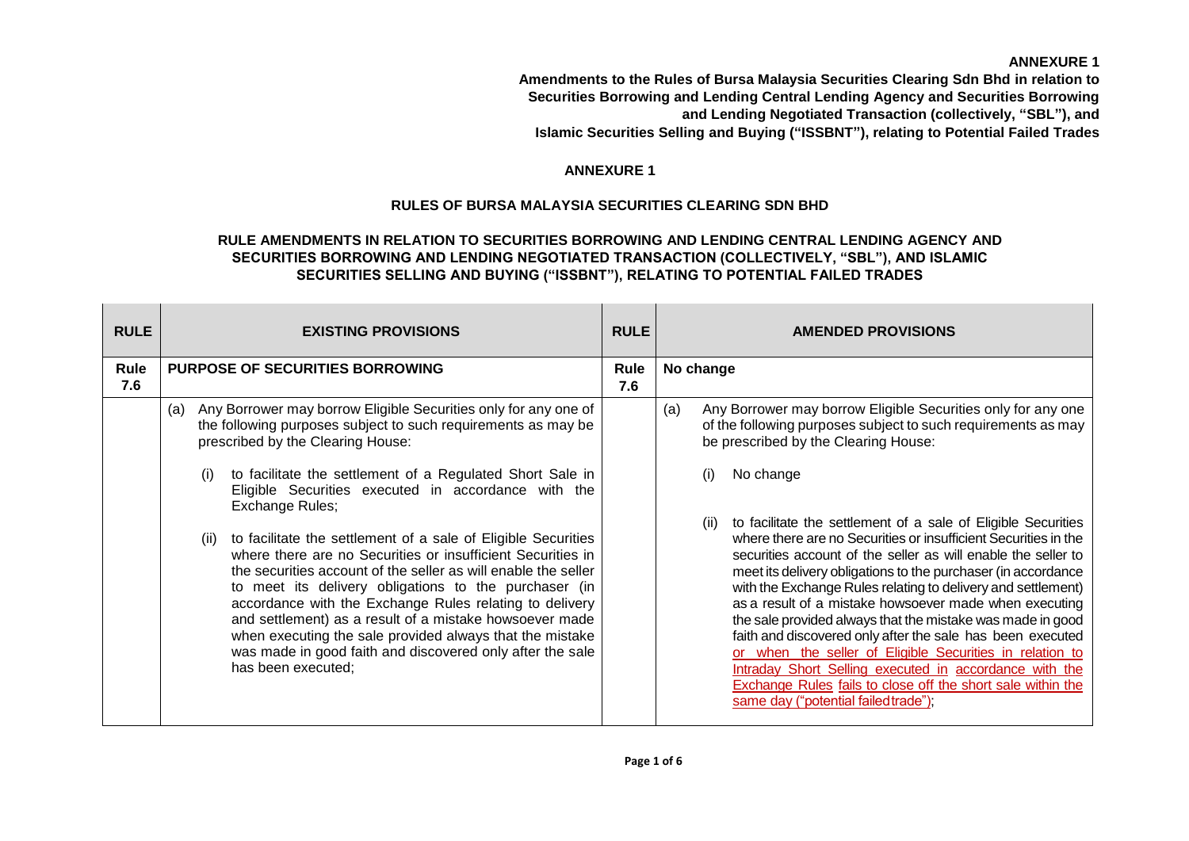**ANNEXURE 1**

**Amendments to the Rules of Bursa Malaysia Securities Clearing Sdn Bhd in relation to Securities Borrowing and Lending Central Lending Agency and Securities Borrowing and Lending Negotiated Transaction (collectively, "SBL"), and Islamic Securities Selling and Buying ("ISSBNT"), relating to Potential Failed Trades**

# ANNEXURE 1

## RULES OF BURSA MALAYSIA SECURITIES CLEARING SDN BHD

## RULE AMENDMENTS IN RELATION TO SECURITIES BORROWING AND LENDING CENTRAL LENDING AGENCY AND SECURITIES BORROWING AND LENDING NEGOTIATED TRANSACTION (COLLECTIVELY, "SBL"), AND ISLAMIC SECURITIES SELLING AND BUYING ("ISSBNT"), RELATING TO POTENTIAL FAILED TRADES

| RULE | EXISTING PROVISIONS | RULE | AMENDED PROVISIONS |
|---|---|---|---|
| **Rule 7.6** | **PURPOSE OF SECURITIES BORROWING** | **Rule 7.6** | **No change** |
| | (a) Any Borrower may borrow Eligible Securities only for any one of the following purposes subject to such requirements as may be prescribed by the Clearing House:<br><br>(i) to facilitate the settlement of a Regulated Short Sale in Eligible Securities executed in accordance with the Exchange Rules;<br><br>(ii) to facilitate the settlement of a sale of Eligible Securities where there are no Securities or insufficient Securities in the securities account of the seller as will enable the seller to meet its delivery obligations to the purchaser (in accordance with the Exchange Rules relating to delivery and settlement) as a result of a mistake howsoever made when executing the sale provided always that the mistake was made in good faith and discovered only after the sale has been executed; | | (a) Any Borrower may borrow Eligible Securities only for any one of the following purposes subject to such requirements as may be prescribed by the Clearing House:<br><br>(i) No change<br><br>(ii) to facilitate the settlement of a sale of Eligible Securities where there are no Securities or insufficient Securities in the securities account of the seller as will enable the seller to meet its delivery obligations to the purchaser (in accordance with the Exchange Rules relating to delivery and settlement) as a result of a mistake howsoever made when executing the sale provided always that the mistake was made in good faith and discovered only after the sale has been executed <u>or when the seller of Eligible Securities in relation to Intraday Short Selling executed in accordance with the Exchange Rules fails to close off the short sale within the same day ("potential failed trade")</u>; |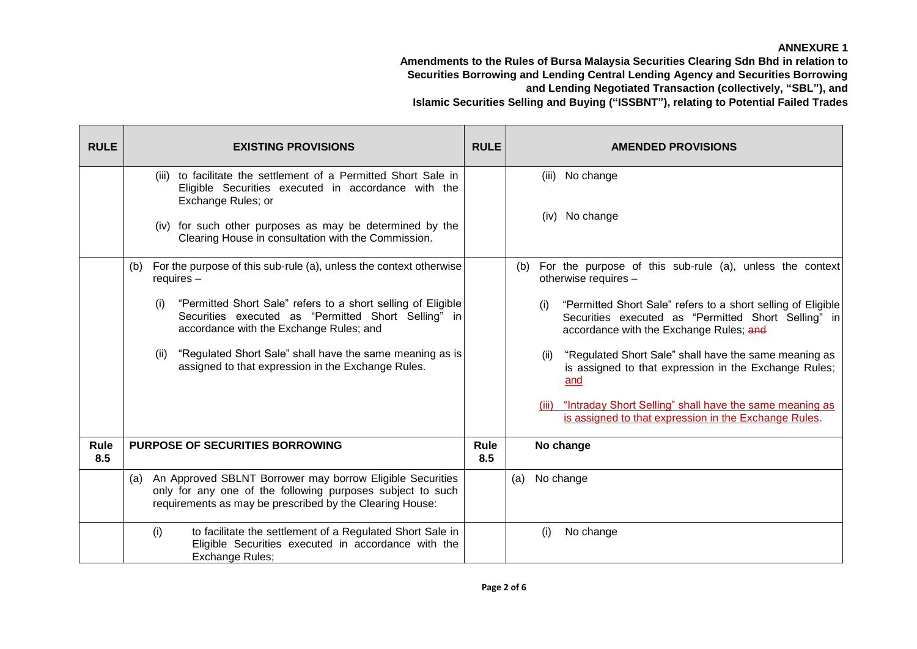**ANNEXURE 1**

**Amendments to the Rules of Bursa Malaysia Securities Clearing Sdn Bhd in relation to Securities Borrowing and Lending Central Lending Agency and Securities Borrowing and Lending Negotiated Transaction (collectively, "SBL"), and Islamic Securities Selling and Buying ("ISSBNT"), relating to Potential Failed Trades**

| RULE | EXISTING PROVISIONS | RULE | AMENDED PROVISIONS |
|---|---|---|---|
| | (iii) to facilitate the settlement of a Permitted Short Sale in Eligible Securities executed in accordance with the Exchange Rules; or<br><br>(iv) for such other purposes as may be determined by the Clearing House in consultation with the Commission. | | (iii) No change<br><br>(iv) No change |
| | (b) For the purpose of this sub-rule (a), unless the context otherwise requires –<br><br>(i) "Permitted Short Sale" refers to a short selling of Eligible Securities executed as "Permitted Short Selling" in accordance with the Exchange Rules; and<br><br>(ii) "Regulated Short Sale" shall have the same meaning as is assigned to that expression in the Exchange Rules. | | (b) For the purpose of this sub-rule (a), unless the context otherwise requires –<br><br>(i) "Permitted Short Sale" refers to a short selling of Eligible Securities executed as "Permitted Short Selling" in accordance with the Exchange Rules; ~~and~~<br><br>(ii) "Regulated Short Sale" shall have the same meaning as is assigned to that expression in the Exchange Rules; <u>and</u><br><br><u>(iii) "Intraday Short Selling" shall have the same meaning as is assigned to that expression in the Exchange Rules</u>. |
| **Rule 8.5** | **PURPOSE OF SECURITIES BORROWING** | **Rule 8.5** | **No change** |
| | (a) An Approved SBLNT Borrower may borrow Eligible Securities only for any one of the following purposes subject to such requirements as may be prescribed by the Clearing House: | | (a) No change |
| | (i) to facilitate the settlement of a Regulated Short Sale in Eligible Securities executed in accordance with the Exchange Rules; | | (i) No change |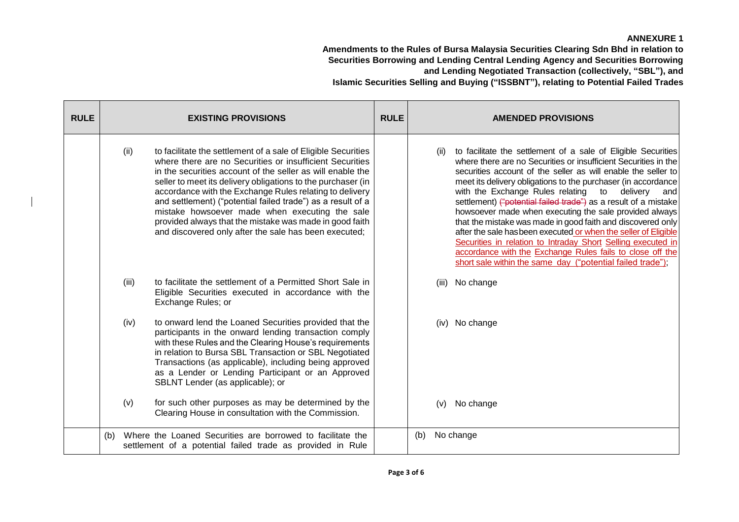**ANNEXURE 1**

**Amendments to the Rules of Bursa Malaysia Securities Clearing Sdn Bhd in relation to Securities Borrowing and Lending Central Lending Agency and Securities Borrowing and Lending Negotiated Transaction (collectively, "SBL"), and Islamic Securities Selling and Buying ("ISSBNT"), relating to Potential Failed Trades**

| RULE | EXISTING PROVISIONS | RULE | AMENDED PROVISIONS |
|---|---|---|---|
| | (ii) to facilitate the settlement of a sale of Eligible Securities where there are no Securities or insufficient Securities in the securities account of the seller as will enable the seller to meet its delivery obligations to the purchaser (in accordance with the Exchange Rules relating to delivery and settlement) ("potential failed trade") as a result of a mistake howsoever made when executing the sale provided always that the mistake was made in good faith and discovered only after the sale has been executed; | | (ii) to facilitate the settlement of a sale of Eligible Securities where there are no Securities or insufficient Securities in the securities account of the seller as will enable the seller to meet its delivery obligations to the purchaser (in accordance with the Exchange Rules relating to delivery and settlement) ~~("potential failed trade")~~ as a result of a mistake howsoever made when executing the sale provided always that the mistake was made in good faith and discovered only after the sale has been executed <u>or when the seller of Eligible Securities in relation to Intraday Short Selling executed in accordance with the Exchange Rules fails to close off the short sale within the same day ("potential failed trade")</u>; |
| | (iii) to facilitate the settlement of a Permitted Short Sale in Eligible Securities executed in accordance with the Exchange Rules; or | | (iii) No change |
| | (iv) to onward lend the Loaned Securities provided that the participants in the onward lending transaction comply with these Rules and the Clearing House's requirements in relation to Bursa SBL Transaction or SBL Negotiated Transactions (as applicable), including being approved as a Lender or Lending Participant or an Approved SBLNT Lender (as applicable); or | | (iv) No change |
| | (v) for such other purposes as may be determined by the Clearing House in consultation with the Commission. | | (v) No change |
| | (b) Where the Loaned Securities are borrowed to facilitate the settlement of a potential failed trade as provided in Rule | | (b) No change |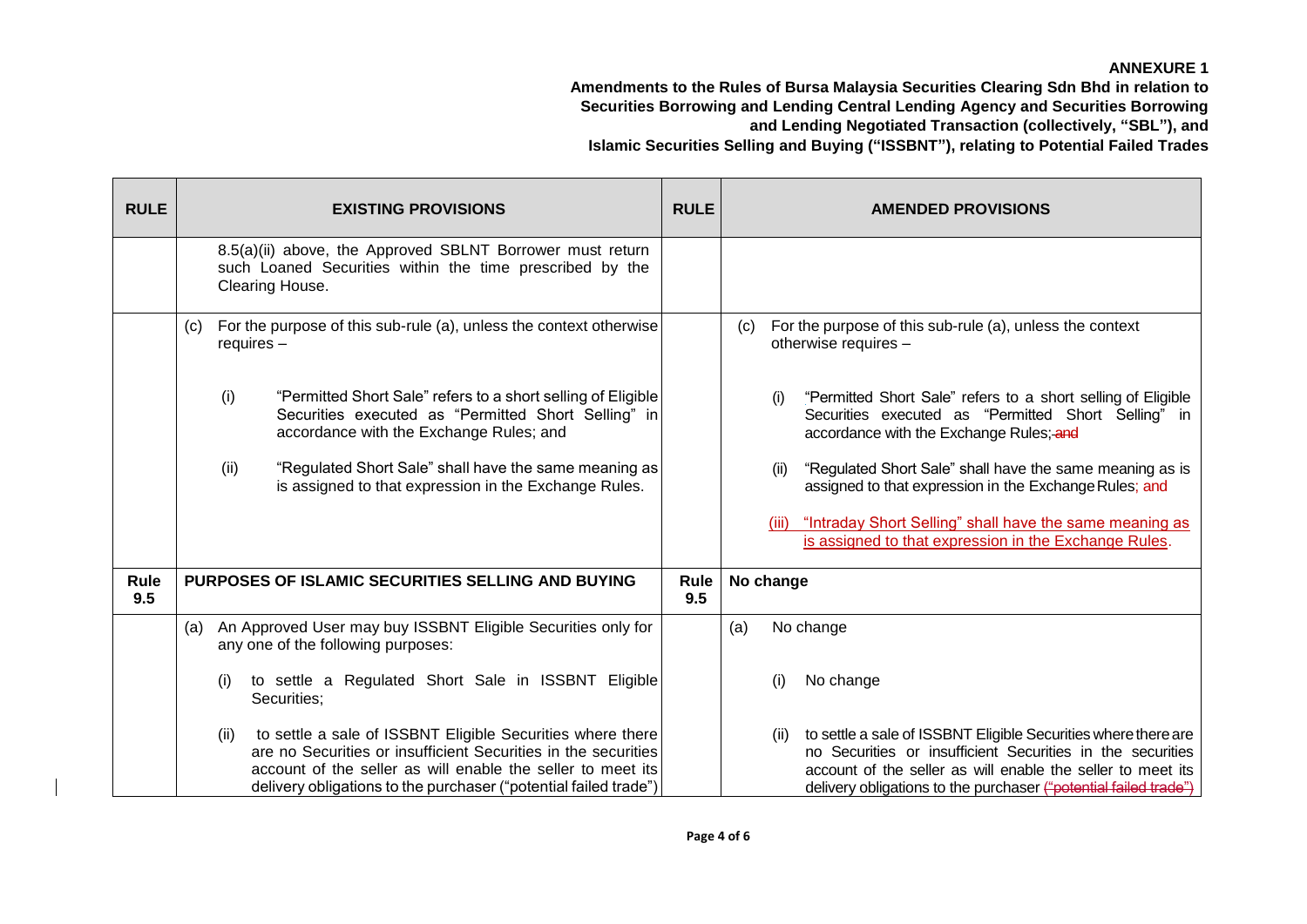**ANNEXURE 1**

**Amendments to the Rules of Bursa Malaysia Securities Clearing Sdn Bhd in relation to Securities Borrowing and Lending Central Lending Agency and Securities Borrowing and Lending Negotiated Transaction (collectively, "SBL"), and Islamic Securities Selling and Buying ("ISSBNT"), relating to Potential Failed Trades**

| RULE | EXISTING PROVISIONS | RULE | AMENDED PROVISIONS |
|---|---|---|---|
| | 8.5(a)(ii) above, the Approved SBLNT Borrower must return such Loaned Securities within the time prescribed by the Clearing House. | | |
| | (c) For the purpose of this sub-rule (a), unless the context otherwise requires –<br><br>(i) "Permitted Short Sale" refers to a short selling of Eligible Securities executed as "Permitted Short Selling" in accordance with the Exchange Rules; and<br><br>(ii) "Regulated Short Sale" shall have the same meaning as is assigned to that expression in the Exchange Rules. | | (c) For the purpose of this sub-rule (a), unless the context otherwise requires –<br><br>(i) "Permitted Short Sale" refers to a short selling of Eligible Securities executed as "Permitted Short Selling" in accordance with the Exchange Rules; ~~and~~<br><br>(ii) "Regulated Short Sale" shall have the same meaning as is assigned to that expression in the Exchange Rules; and<br><br><u>(iii) "Intraday Short Selling" shall have the same meaning as is assigned to that expression in the Exchange Rules</u>. |
| **Rule 9.5** | **PURPOSES OF ISLAMIC SECURITIES SELLING AND BUYING** | **Rule 9.5** | **No change** |
| | (a) An Approved User may buy ISSBNT Eligible Securities only for any one of the following purposes:<br><br>(i) to settle a Regulated Short Sale in ISSBNT Eligible Securities;<br><br>(ii) to settle a sale of ISSBNT Eligible Securities where there are no Securities or insufficient Securities in the securities account of the seller as will enable the seller to meet its delivery obligations to the purchaser ("potential failed trade") | | (a) No change<br><br>(i) No change<br><br>(ii) to settle a sale of ISSBNT Eligible Securities where there are no Securities or insufficient Securities in the securities account of the seller as will enable the seller to meet its delivery obligations to the purchaser ~~("potential failed trade")~~ |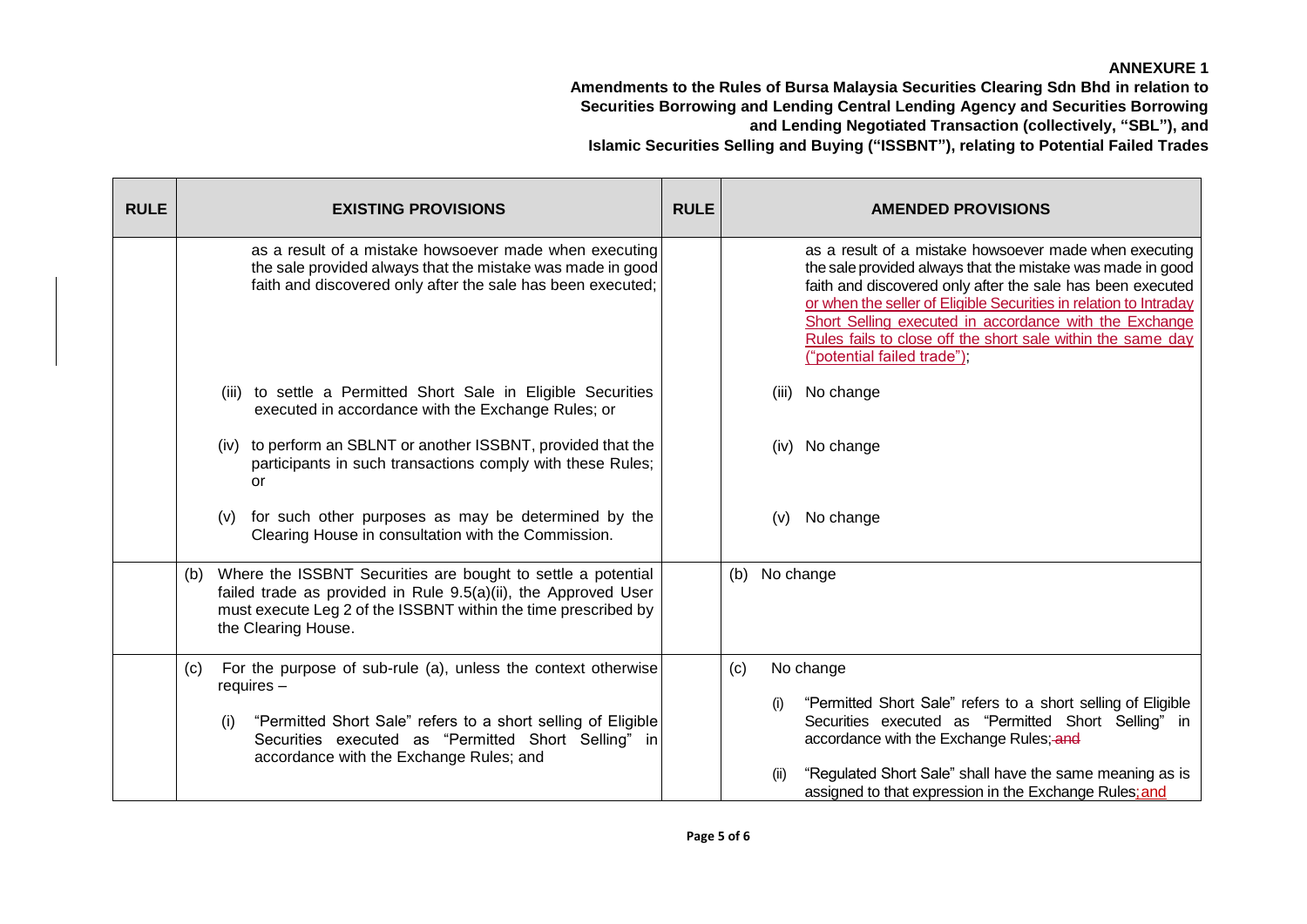**ANNEXURE 1**

**Amendments to the Rules of Bursa Malaysia Securities Clearing Sdn Bhd in relation to Securities Borrowing and Lending Central Lending Agency and Securities Borrowing and Lending Negotiated Transaction (collectively, "SBL"), and Islamic Securities Selling and Buying ("ISSBNT"), relating to Potential Failed Trades**

| RULE | EXISTING PROVISIONS | RULE | AMENDED PROVISIONS |
|---|---|---|---|
| | as a result of a mistake howsoever made when executing the sale provided always that the mistake was made in good faith and discovered only after the sale has been executed; | | as a result of a mistake howsoever made when executing the sale provided always that the mistake was made in good faith and discovered only after the sale has been executed <u>or when the seller of Eligible Securities in relation to Intraday Short Selling executed in accordance with the Exchange Rules fails to close off the short sale within the same day ("potential failed trade")</u>; |
| | (iii) to settle a Permitted Short Sale in Eligible Securities executed in accordance with the Exchange Rules; or | | (iii) No change |
| | (iv) to perform an SBLNT or another ISSBNT, provided that the participants in such transactions comply with these Rules; or | | (iv) No change |
| | (v) for such other purposes as may be determined by the Clearing House in consultation with the Commission. | | (v) No change |
| | (b) Where the ISSBNT Securities are bought to settle a potential failed trade as provided in Rule 9.5(a)(ii), the Approved User must execute Leg 2 of the ISSBNT within the time prescribed by the Clearing House. | | (b) No change |
| | (c) For the purpose of sub-rule (a), unless the context otherwise requires –<br><br>(i) "Permitted Short Sale" refers to a short selling of Eligible Securities executed as "Permitted Short Selling" in accordance with the Exchange Rules; and | | (c) No change<br><br>(i) "Permitted Short Sale" refers to a short selling of Eligible Securities executed as "Permitted Short Selling" in accordance with the Exchange Rules; ~~and~~<br><br>(ii) "Regulated Short Sale" shall have the same meaning as is assigned to that expression in the Exchange Rules<u>; and</u> |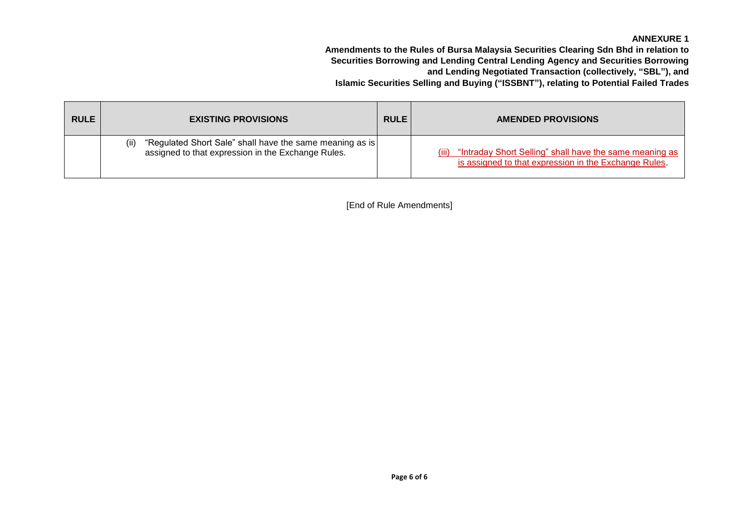**ANNEXURE 1**

**Amendments to the Rules of Bursa Malaysia Securities Clearing Sdn Bhd in relation to Securities Borrowing and Lending Central Lending Agency and Securities Borrowing and Lending Negotiated Transaction (collectively, "SBL"), and Islamic Securities Selling and Buying ("ISSBNT"), relating to Potential Failed Trades**

| RULE | EXISTING PROVISIONS | RULE | AMENDED PROVISIONS |
|---|---|---|---|
| | (ii) "Regulated Short Sale" shall have the same meaning as is assigned to that expression in the Exchange Rules. | | (iii) "Intraday Short Selling" shall have the same meaning as is assigned to that expression in the Exchange Rules. |

[End of Rule Amendments]